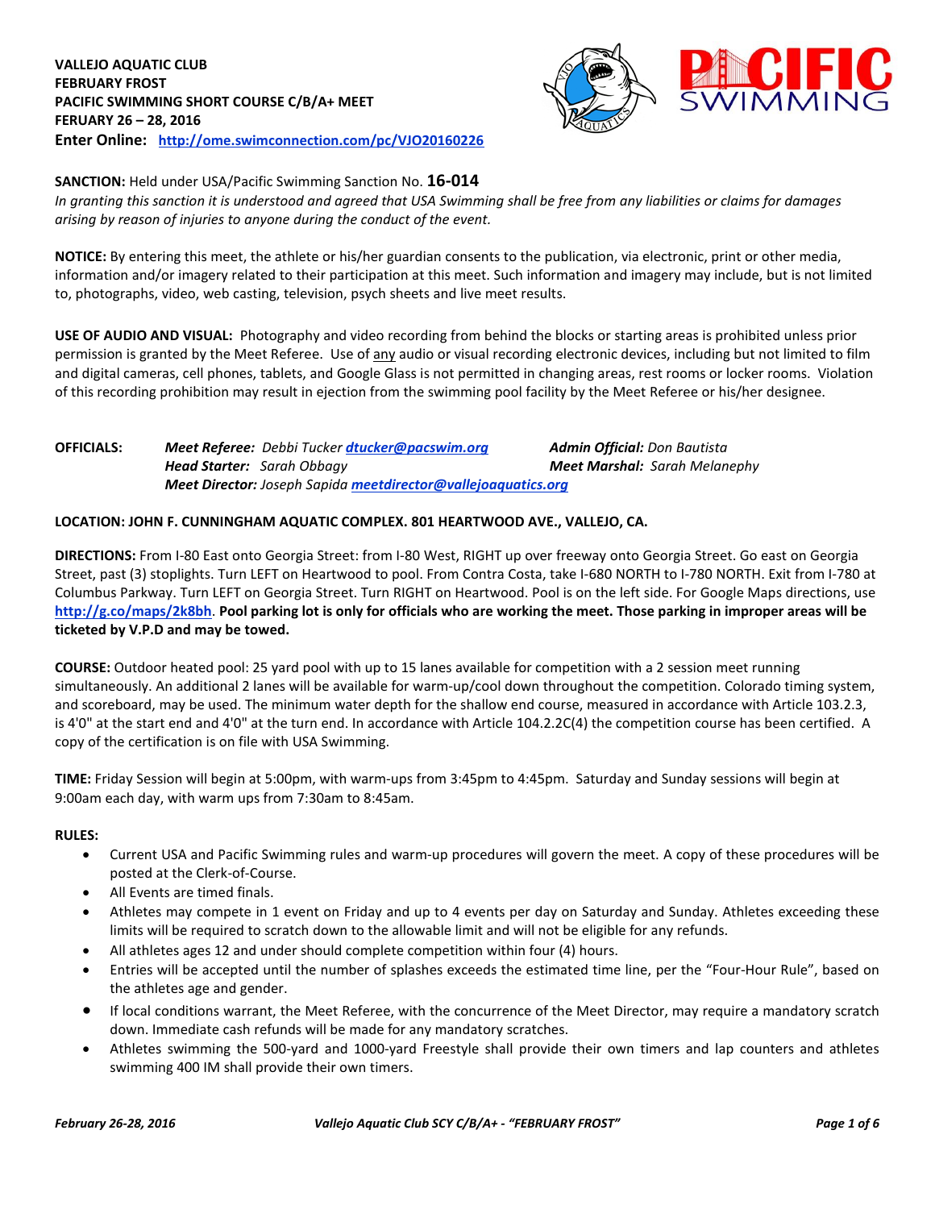**VALLEJO AQUATIC CLUB**
**FEBRUARY FROST**
**PACIFIC SWIMMING SHORT COURSE C/B/A+ MEET**
**FERUARY 26 – 28, 2016**
**Enter Online:** [http://ome.swimconnection.com/pc/VJO20160226](http://ome.swimconnection.com/pc/VJO20160226)

**SANCTION:** Held under USA/Pacific Swimming Sanction No. **16-014**
*In granting this sanction it is understood and agreed that USA Swimming shall be free from any liabilities or claims for damages arising by reason of injuries to anyone during the conduct of the event.*

**NOTICE:** By entering this meet, the athlete or his/her guardian consents to the publication, via electronic, print or other media, information and/or imagery related to their participation at this meet. Such information and imagery may include, but is not limited to, photographs, video, web casting, television, psych sheets and live meet results.

**USE OF AUDIO AND VISUAL:** Photography and video recording from behind the blocks or starting areas is prohibited unless prior permission is granted by the Meet Referee. Use of any audio or visual recording electronic devices, including but not limited to film and digital cameras, cell phones, tablets, and Google Glass is not permitted in changing areas, rest rooms or locker rooms. Violation of this recording prohibition may result in ejection from the swimming pool facility by the Meet Referee or his/her designee.

**OFFICIALS:**
***Meet Referee:*** *Debbi Tucker* [dtucker@pacswim.org](mailto:dtucker@pacswim.org)
***Admin Official:*** *Don Bautista*
***Head Starter:*** *Sarah Obbagy*
***Meet Marshal:*** *Sarah Melanephy*
***Meet Director:*** *Joseph Sapida* [meetdirector@vallejoaquatics.org](mailto:meetdirector@vallejoaquatics.org)

**LOCATION: JOHN F. CUNNINGHAM AQUATIC COMPLEX. 801 HEARTWOOD AVE., VALLEJO, CA.**

**DIRECTIONS:** From I-80 East onto Georgia Street: from I-80 West, RIGHT up over freeway onto Georgia Street. Go east on Georgia Street, past (3) stoplights. Turn LEFT on Heartwood to pool. From Contra Costa, take I-680 NORTH to I-780 NORTH. Exit from I-780 at Columbus Parkway. Turn LEFT on Georgia Street. Turn RIGHT on Heartwood. Pool is on the left side. For Google Maps directions, use [http://g.co/maps/2k8bh](http://g.co/maps/2k8bh). **Pool parking lot is only for officials who are working the meet. Those parking in improper areas will be ticketed by V.P.D and may be towed.**

**COURSE:** Outdoor heated pool: 25 yard pool with up to 15 lanes available for competition with a 2 session meet running simultaneously. An additional 2 lanes will be available for warm-up/cool down throughout the competition. Colorado timing system, and scoreboard, may be used. The minimum water depth for the shallow end course, measured in accordance with Article 103.2.3, is 4'0" at the start end and 4'0" at the turn end. In accordance with Article 104.2.2C(4) the competition course has been certified. A copy of the certification is on file with USA Swimming.

**TIME:** Friday Session will begin at 5:00pm, with warm-ups from 3:45pm to 4:45pm. Saturday and Sunday sessions will begin at 9:00am each day, with warm ups from 7:30am to 8:45am.

**RULES:**

- Current USA and Pacific Swimming rules and warm-up procedures will govern the meet. A copy of these procedures will be posted at the Clerk-of-Course.
- All Events are timed finals.
- Athletes may compete in 1 event on Friday and up to 4 events per day on Saturday and Sunday. Athletes exceeding these limits will be required to scratch down to the allowable limit and will not be eligible for any refunds.
- All athletes ages 12 and under should complete competition within four (4) hours.
- Entries will be accepted until the number of splashes exceeds the estimated time line, per the "Four-Hour Rule", based on the athletes age and gender.
- If local conditions warrant, the Meet Referee, with the concurrence of the Meet Director, may require a mandatory scratch down. Immediate cash refunds will be made for any mandatory scratches.
- Athletes swimming the 500-yard and 1000-yard Freestyle shall provide their own timers and lap counters and athletes swimming 400 IM shall provide their own timers.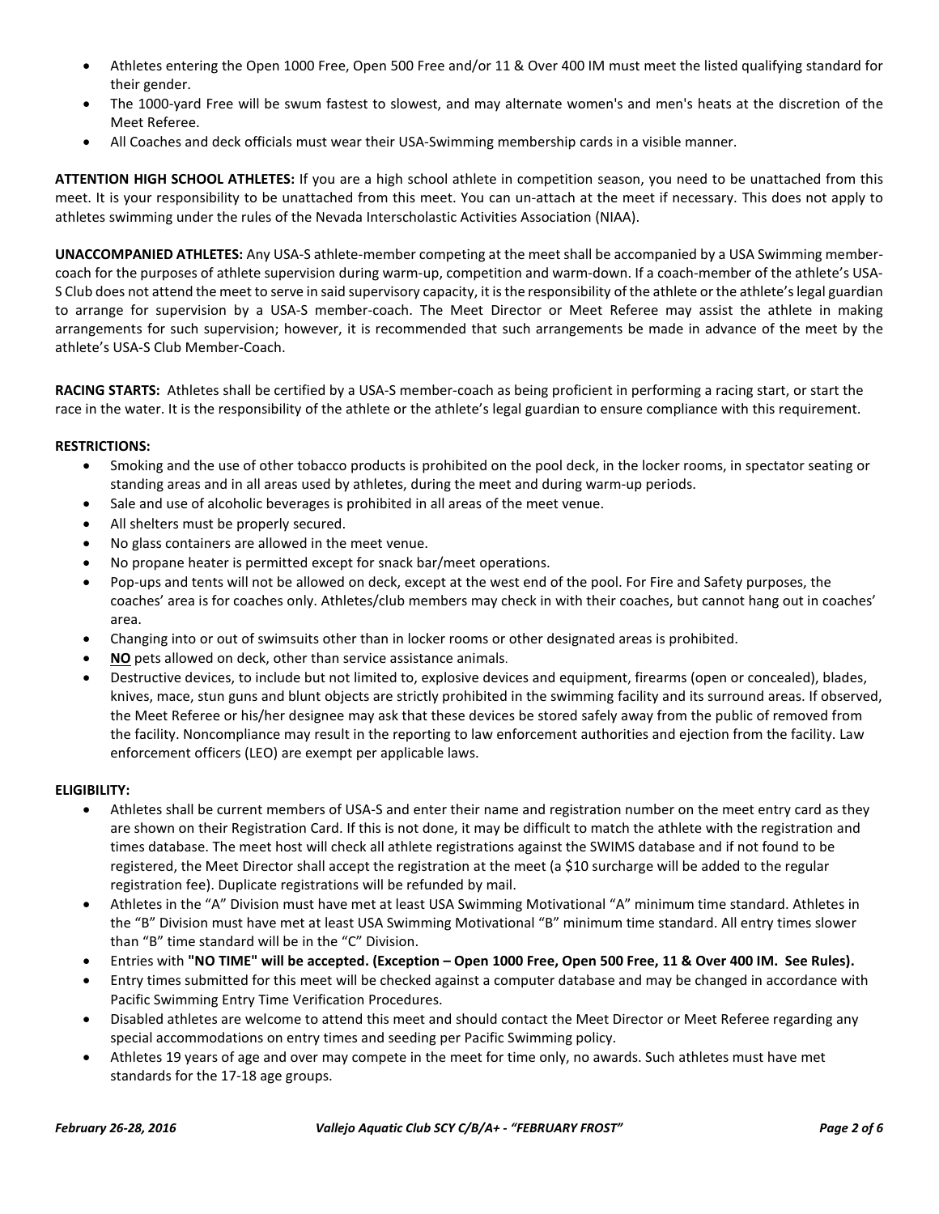- Athletes entering the Open 1000 Free, Open 500 Free and/or 11 & Over 400 IM must meet the listed qualifying standard for their gender.
- The 1000-yard Free will be swum fastest to slowest, and may alternate women's and men's heats at the discretion of the Meet Referee.
- All Coaches and deck officials must wear their USA-Swimming membership cards in a visible manner.

**ATTENTION HIGH SCHOOL ATHLETES:** If you are a high school athlete in competition season, you need to be unattached from this meet. It is your responsibility to be unattached from this meet. You can un-attach at the meet if necessary. This does not apply to athletes swimming under the rules of the Nevada Interscholastic Activities Association (NIAA).

**UNACCOMPANIED ATHLETES:** Any USA-S athlete-member competing at the meet shall be accompanied by a USA Swimming member-coach for the purposes of athlete supervision during warm-up, competition and warm-down. If a coach-member of the athlete's USA-S Club does not attend the meet to serve in said supervisory capacity, it is the responsibility of the athlete or the athlete's legal guardian to arrange for supervision by a USA-S member-coach. The Meet Director or Meet Referee may assist the athlete in making arrangements for such supervision; however, it is recommended that such arrangements be made in advance of the meet by the athlete's USA-S Club Member-Coach.

**RACING STARTS:** Athletes shall be certified by a USA-S member-coach as being proficient in performing a racing start, or start the race in the water. It is the responsibility of the athlete or the athlete's legal guardian to ensure compliance with this requirement.

**RESTRICTIONS:**

- Smoking and the use of other tobacco products is prohibited on the pool deck, in the locker rooms, in spectator seating or standing areas and in all areas used by athletes, during the meet and during warm-up periods.
- Sale and use of alcoholic beverages is prohibited in all areas of the meet venue.
- All shelters must be properly secured.
- No glass containers are allowed in the meet venue.
- No propane heater is permitted except for snack bar/meet operations.
- Pop-ups and tents will not be allowed on deck, except at the west end of the pool. For Fire and Safety purposes, the coaches' area is for coaches only. Athletes/club members may check in with their coaches, but cannot hang out in coaches' area.
- Changing into or out of swimsuits other than in locker rooms or other designated areas is prohibited.
- **NO** pets allowed on deck, other than service assistance animals.
- Destructive devices, to include but not limited to, explosive devices and equipment, firearms (open or concealed), blades, knives, mace, stun guns and blunt objects are strictly prohibited in the swimming facility and its surround areas. If observed, the Meet Referee or his/her designee may ask that these devices be stored safely away from the public of removed from the facility. Noncompliance may result in the reporting to law enforcement authorities and ejection from the facility. Law enforcement officers (LEO) are exempt per applicable laws.

**ELIGIBILITY:**

- Athletes shall be current members of USA-S and enter their name and registration number on the meet entry card as they are shown on their Registration Card. If this is not done, it may be difficult to match the athlete with the registration and times database. The meet host will check all athlete registrations against the SWIMS database and if not found to be registered, the Meet Director shall accept the registration at the meet (a $10 surcharge will be added to the regular registration fee). Duplicate registrations will be refunded by mail.
- Athletes in the "A" Division must have met at least USA Swimming Motivational "A" minimum time standard. Athletes in the "B" Division must have met at least USA Swimming Motivational "B" minimum time standard. All entry times slower than "B" time standard will be in the "C" Division.
- Entries with **"NO TIME" will be accepted. (Exception – Open 1000 Free, Open 500 Free, 11 & Over 400 IM. See Rules).**
- Entry times submitted for this meet will be checked against a computer database and may be changed in accordance with Pacific Swimming Entry Time Verification Procedures.
- Disabled athletes are welcome to attend this meet and should contact the Meet Director or Meet Referee regarding any special accommodations on entry times and seeding per Pacific Swimming policy.
- Athletes 19 years of age and over may compete in the meet for time only, no awards. Such athletes must have met standards for the 17-18 age groups.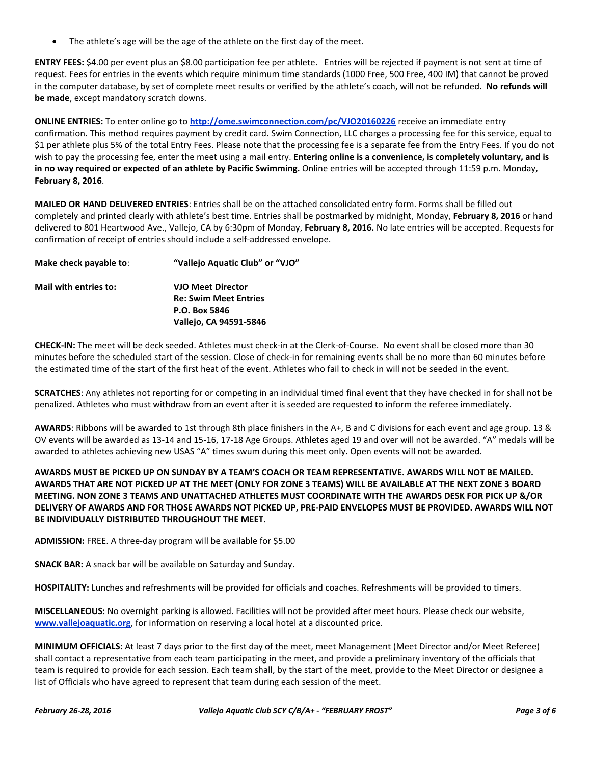- The athlete's age will be the age of the athlete on the first day of the meet.

**ENTRY FEES:** $4.00 per event plus an $8.00 participation fee per athlete. Entries will be rejected if payment is not sent at time of request. Fees for entries in the events which require minimum time standards (1000 Free, 500 Free, 400 IM) that cannot be proved in the computer database, by set of complete meet results or verified by the athlete's coach, will not be refunded. **No refunds will be made**, except mandatory scratch downs.

**ONLINE ENTRIES:** To enter online go to **http://ome.swimconnection.com/pc/VJO20160226** receive an immediate entry confirmation. This method requires payment by credit card. Swim Connection, LLC charges a processing fee for this service, equal to $1 per athlete plus 5% of the total Entry Fees. Please note that the processing fee is a separate fee from the Entry Fees. If you do not wish to pay the processing fee, enter the meet using a mail entry. **Entering online is a convenience, is completely voluntary, and is in no way required or expected of an athlete by Pacific Swimming.** Online entries will be accepted through 11:59 p.m. Monday, **February 8, 2016**.

**MAILED OR HAND DELIVERED ENTRIES**: Entries shall be on the attached consolidated entry form. Forms shall be filled out completely and printed clearly with athlete's best time. Entries shall be postmarked by midnight, Monday, **February 8, 2016** or hand delivered to 801 Heartwood Ave., Vallejo, CA by 6:30pm of Monday, **February 8, 2016.** No late entries will be accepted. Requests for confirmation of receipt of entries should include a self-addressed envelope.

**Make check payable to**: **"Vallejo Aquatic Club" or "VJO"**

**Mail with entries to:**
**VJO Meet Director**
**Re: Swim Meet Entries**
**P.O. Box 5846**
**Vallejo, CA 94591-5846**

**CHECK-IN:** The meet will be deck seeded. Athletes must check-in at the Clerk-of-Course. No event shall be closed more than 30 minutes before the scheduled start of the session. Close of check-in for remaining events shall be no more than 60 minutes before the estimated time of the start of the first heat of the event. Athletes who fail to check in will not be seeded in the event.

**SCRATCHES**: Any athletes not reporting for or competing in an individual timed final event that they have checked in for shall not be penalized. Athletes who must withdraw from an event after it is seeded are requested to inform the referee immediately.

**AWARDS**: Ribbons will be awarded to 1st through 8th place finishers in the A+, B and C divisions for each event and age group. 13 & OV events will be awarded as 13-14 and 15-16, 17-18 Age Groups. Athletes aged 19 and over will not be awarded. "A" medals will be awarded to athletes achieving new USAS "A" times swum during this meet only. Open events will not be awarded.

**AWARDS MUST BE PICKED UP ON SUNDAY BY A TEAM'S COACH OR TEAM REPRESENTATIVE. AWARDS WILL NOT BE MAILED. AWARDS THAT ARE NOT PICKED UP AT THE MEET (ONLY FOR ZONE 3 TEAMS) WILL BE AVAILABLE AT THE NEXT ZONE 3 BOARD MEETING. NON ZONE 3 TEAMS AND UNATTACHED ATHLETES MUST COORDINATE WITH THE AWARDS DESK FOR PICK UP &/OR DELIVERY OF AWARDS AND FOR THOSE AWARDS NOT PICKED UP, PRE-PAID ENVELOPES MUST BE PROVIDED. AWARDS WILL NOT BE INDIVIDUALLY DISTRIBUTED THROUGHOUT THE MEET.**

**ADMISSION:** FREE. A three-day program will be available for $5.00

**SNACK BAR:** A snack bar will be available on Saturday and Sunday.

**HOSPITALITY:** Lunches and refreshments will be provided for officials and coaches. Refreshments will be provided to timers.

**MISCELLANEOUS:** No overnight parking is allowed. Facilities will not be provided after meet hours. Please check our website, **www.vallejoaquatic.org**, for information on reserving a local hotel at a discounted price.

**MINIMUM OFFICIALS:** At least 7 days prior to the first day of the meet, meet Management (Meet Director and/or Meet Referee) shall contact a representative from each team participating in the meet, and provide a preliminary inventory of the officials that team is required to provide for each session. Each team shall, by the start of the meet, provide to the Meet Director or designee a list of Officials who have agreed to represent that team during each session of the meet.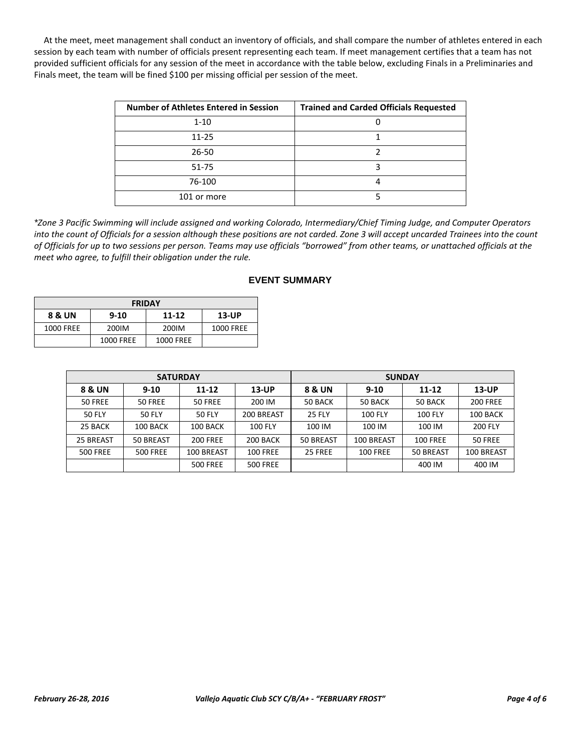At the meet, meet management shall conduct an inventory of officials, and shall compare the number of athletes entered in each session by each team with number of officials present representing each team. If meet management certifies that a team has not provided sufficient officials for any session of the meet in accordance with the table below, excluding Finals in a Preliminaries and Finals meet, the team will be fined $100 per missing official per session of the meet.

| Number of Athletes Entered in Session | Trained and Carded Officials Requested |
|---|---|
| 1-10 | 0 |
| 11-25 | 1 |
| 26-50 | 2 |
| 51-75 | 3 |
| 76-100 | 4 |
| 101 or more | 5 |

*\*Zone 3 Pacific Swimming will include assigned and working Colorado, Intermediary/Chief Timing Judge, and Computer Operators into the count of Officials for a session although these positions are not carded. Zone 3 will accept uncarded Trainees into the count of Officials for up to two sessions per person. Teams may use officials "borrowed" from other teams, or unattached officials at the meet who agree, to fulfill their obligation under the rule.*

## EVENT SUMMARY

| FRIDAY | | | |
|---|---|---|---|
| **8 & UN** | **9-10** | **11-12** | **13-UP** |
| 1000 FREE | 200IM | 200IM | 1000 FREE |
| | 1000 FREE | 1000 FREE | |

| SATURDAY | | | | SUNDAY | | | |
|---|---|---|---|---|---|---|---|
| **8 & UN** | **9-10** | **11-12** | **13-UP** | **8 & UN** | **9-10** | **11-12** | **13-UP** |
| 50 FREE | 50 FREE | 50 FREE | 200 IM | 50 BACK | 50 BACK | 50 BACK | 200 FREE |
| 50 FLY | 50 FLY | 50 FLY | 200 BREAST | 25 FLY | 100 FLY | 100 FLY | 100 BACK |
| 25 BACK | 100 BACK | 100 BACK | 100 FLY | 100 IM | 100 IM | 100 IM | 200 FLY |
| 25 BREAST | 50 BREAST | 200 FREE | 200 BACK | 50 BREAST | 100 BREAST | 100 FREE | 50 FREE |
| 500 FREE | 500 FREE | 100 BREAST | 100 FREE | 25 FREE | 100 FREE | 50 BREAST | 100 BREAST |
| | | 500 FREE | 500 FREE | | | 400 IM | 400 IM |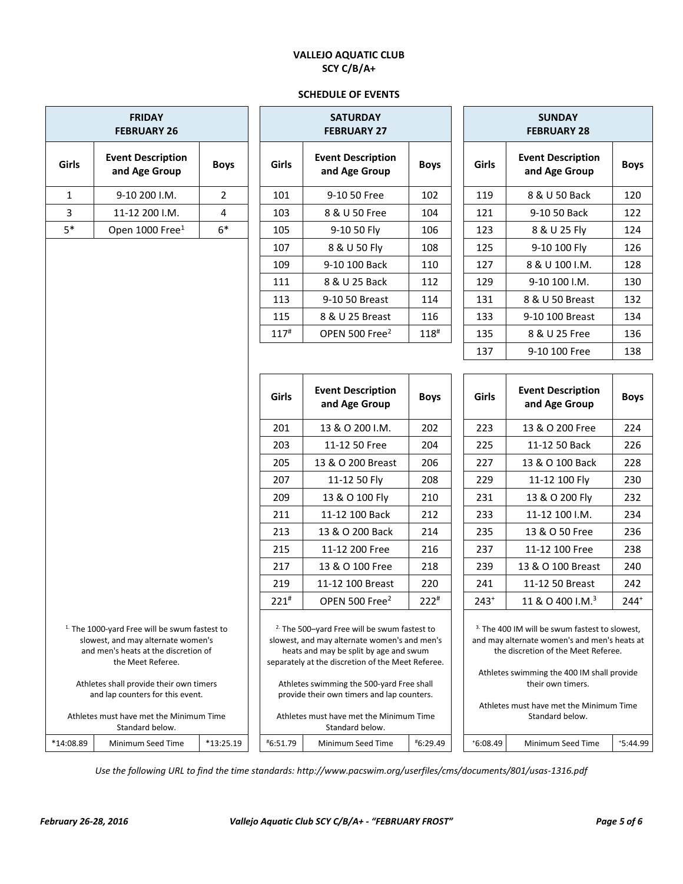**VALLEJO AQUATIC CLUB**
**SCY C/B/A+**

**SCHEDULE OF EVENTS**

### FRIDAY FEBRUARY 26

| Girls | Event Description and Age Group | Boys |
|---|---|---|
| 1 | 9-10 200 I.M. | 2 |
| 3 | 11-12 200 I.M. | 4 |
| 5* | Open 1000 Free[1] | 6* |

[1] The 1000-yard Free will be swum fastest to slowest, and may alternate women's and men's heats at the discretion of the Meet Referee.

Athletes shall provide their own timers and lap counters for this event.

Athletes must have met the Minimum Time Standard below.

| *14:08.89 | Minimum Seed Time | *13:25.19 |
|---|---|---|

### SATURDAY FEBRUARY 27

| Girls | Event Description and Age Group | Boys |
|---|---|---|
| 101 | 9-10 50 Free | 102 |
| 103 | 8 & U 50 Free | 104 |
| 105 | 9-10 50 Fly | 106 |
| 107 | 8 & U 50 Fly | 108 |
| 109 | 9-10 100 Back | 110 |
| 111 | 8 & U 25 Back | 112 |
| 113 | 9-10 50 Breast | 114 |
| 115 | 8 & U 25 Breast | 116 |
| 117# | OPEN 500 Free[2] | 118# |

| Girls | Event Description and Age Group | Boys |
|---|---|---|
| 201 | 13 & O 200 I.M. | 202 |
| 203 | 11-12 50 Free | 204 |
| 205 | 13 & O 200 Breast | 206 |
| 207 | 11-12 50 Fly | 208 |
| 209 | 13 & O 100 Fly | 210 |
| 211 | 11-12 100 Back | 212 |
| 213 | 13 & O 200 Back | 214 |
| 215 | 11-12 200 Free | 216 |
| 217 | 13 & O 100 Free | 218 |
| 219 | 11-12 100 Breast | 220 |
| 221# | OPEN 500 Free[2] | 222# |

[2] The 500–yard Free will be swum fastest to slowest, and may alternate women's and men's heats and may be split by age and swum separately at the discretion of the Meet Referee.

Athletes swimming the 500-yard Free shall provide their own timers and lap counters.

Athletes must have met the Minimum Time Standard below.

| #6:51.79 | Minimum Seed Time | #6:29.49 |
|---|---|---|

### SUNDAY FEBRUARY 28

| Girls | Event Description and Age Group | Boys |
|---|---|---|
| 119 | 8 & U 50 Back | 120 |
| 121 | 9-10 50 Back | 122 |
| 123 | 8 & U 25 Fly | 124 |
| 125 | 9-10 100 Fly | 126 |
| 127 | 8 & U 100 I.M. | 128 |
| 129 | 9-10 100 I.M. | 130 |
| 131 | 8 & U 50 Breast | 132 |
| 133 | 9-10 100 Breast | 134 |
| 135 | 8 & U 25 Free | 136 |
| 137 | 9-10 100 Free | 138 |

| Girls | Event Description and Age Group | Boys |
|---|---|---|
| 223 | 13 & O 200 Free | 224 |
| 225 | 11-12 50 Back | 226 |
| 227 | 13 & O 100 Back | 228 |
| 229 | 11-12 100 Fly | 230 |
| 231 | 13 & O 200 Fly | 232 |
| 233 | 11-12 100 I.M. | 234 |
| 235 | 13 & O 50 Free | 236 |
| 237 | 11-12 100 Free | 238 |
| 239 | 13 & O 100 Breast | 240 |
| 241 | 11-12 50 Breast | 242 |
| 243+ | 11 & O 400 I.M.[3] | 244+ |

[3] The 400 IM will be swum fastest to slowest, and may alternate women's and men's heats at the discretion of the Meet Referee.

Athletes swimming the 400 IM shall provide their own timers.

Athletes must have met the Minimum Time Standard below.

| +6:08.49 | Minimum Seed Time | +5:44.99 |
|---|---|---|

*Use the following URL to find the time standards: http://www.pacswim.org/userfiles/cms/documents/801/usas-1316.pdf*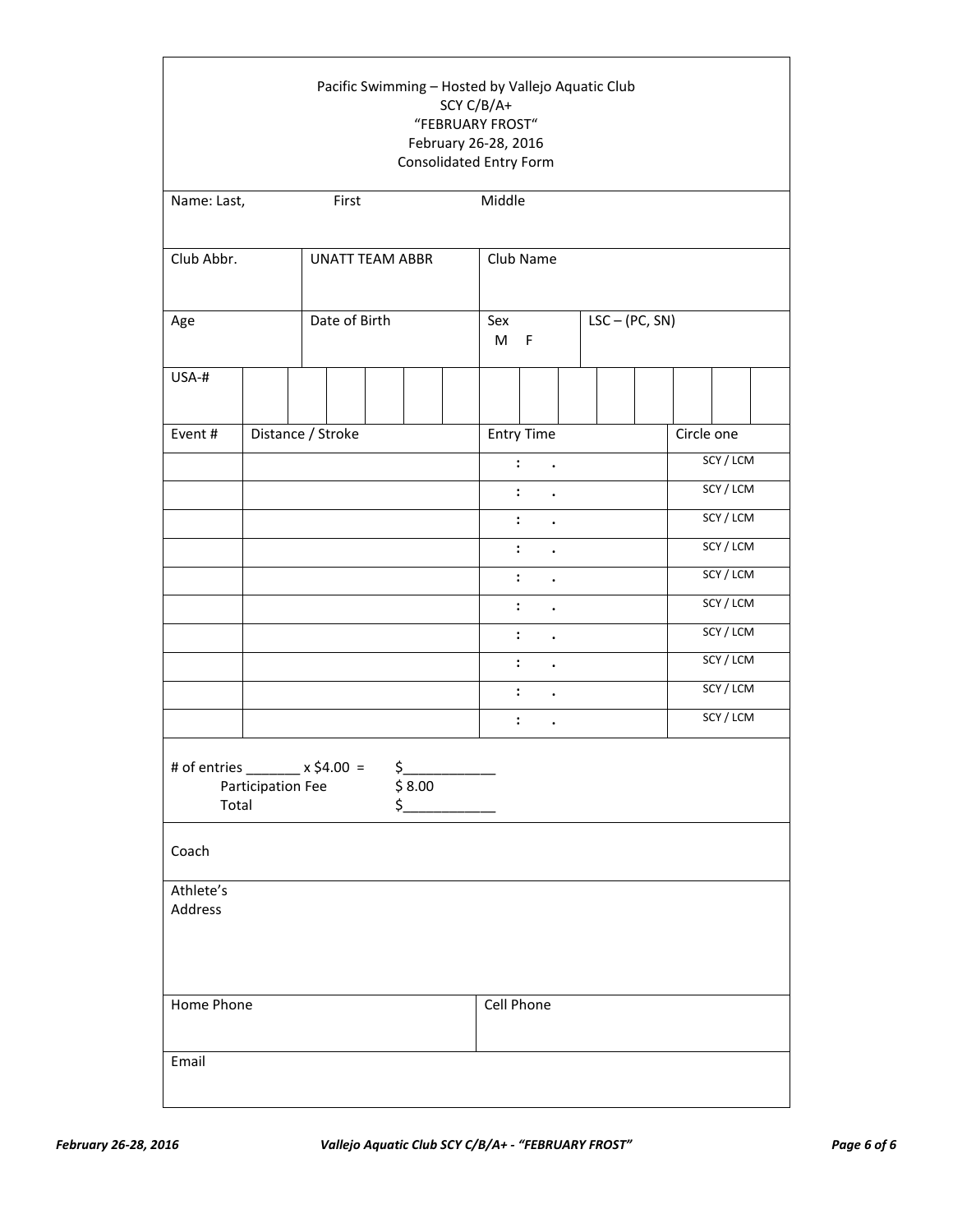Pacific Swimming – Hosted by Vallejo Aquatic Club
SCY C/B/A+
"FEBRUARY FROST"
February 26-28, 2016
Consolidated Entry Form

| | | | |
|---|---|---|---|
| Name: Last, First Middle | | | |
| Club Abbr. | UNATT TEAM ABBR | Club Name | |
| Age | Date of Birth | Sex M F | LSC – (PC, SN) |
| USA-# | | | |

| Event # | Distance / Stroke | Entry Time | Circle one |
|---|---|---|---|
| | | : . | SCY / LCM |
| | | : . | SCY / LCM |
| | | : . | SCY / LCM |
| | | : . | SCY / LCM |
| | | : . | SCY / LCM |
| | | : . | SCY / LCM |
| | | : . | SCY / LCM |
| | | : . | SCY / LCM |
| | | : . | SCY / LCM |
| | | : . | SCY / LCM |

| | |
|---|---|
| # of entries _______ x $4.00 = | $___________ |
| Participation Fee | $ 8.00 |
| Total | $___________ |

| | |
|---|---|
| Coach | |
| Athlete's Address | |
| Home Phone | Cell Phone |
| Email | |